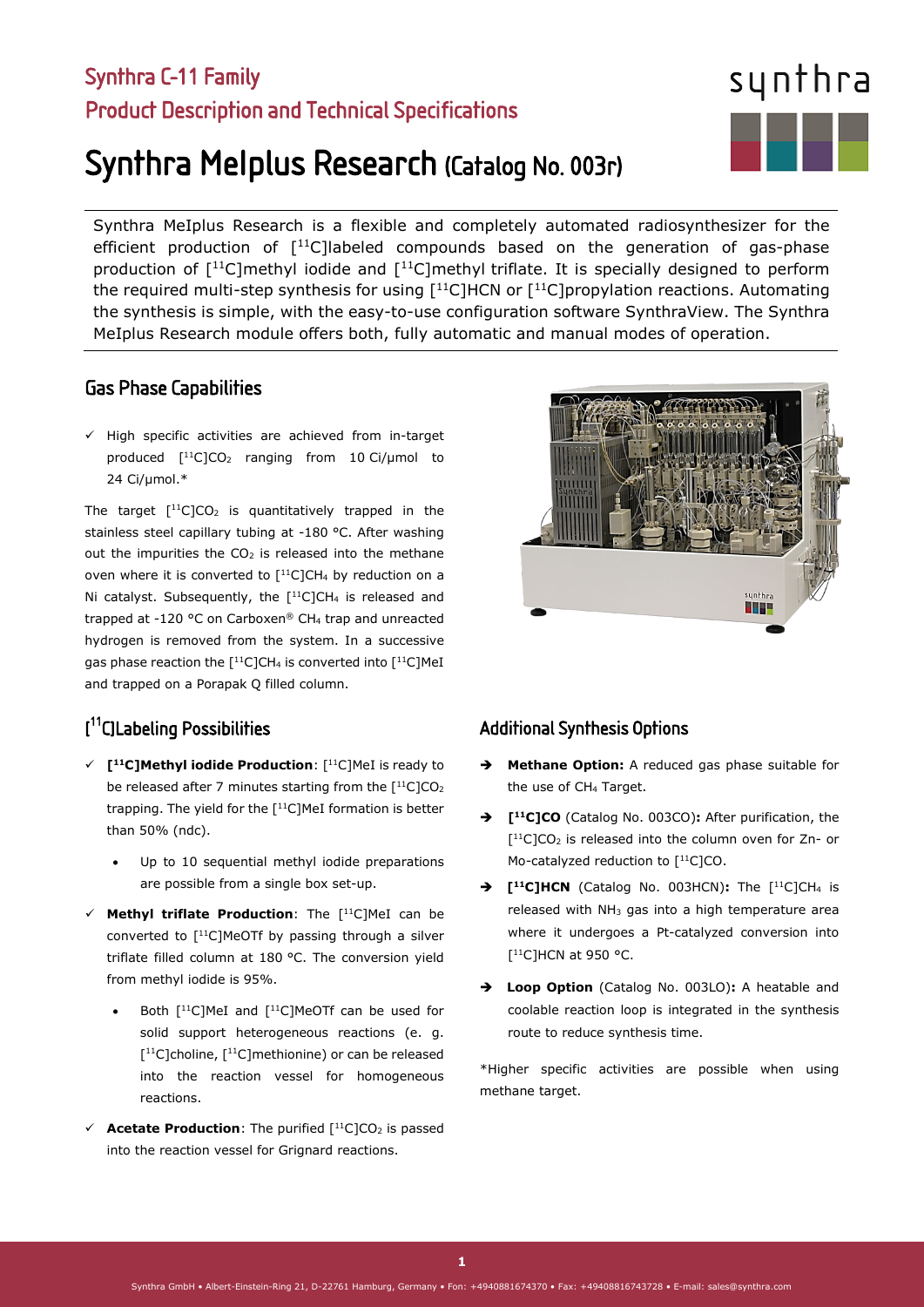# Synthra C-11 Family

## Product Description and Technical Specifications

# Synthra MeIplus Research (Catalog No. 003r)

Synthra MeIplus Research is a flexible and completely automated radiosynthesizer for the efficient production of [$^{11}$C]labeled compounds based on the generation of gas-phase production of [$^{11}$C]methyl iodide and [$^{11}$C]methyl triflate. It is specially designed to perform the required multi-step synthesis for using [$^{11}$C]HCN or [$^{11}$C]propylation reactions. Automating the synthesis is simple, with the easy-to-use configuration software SynthraView. The Synthra MeIplus Research module offers both, fully automatic and manual modes of operation.

## Gas Phase Capabilities

- ✓ High specific activities are achieved from in-target produced [$^{11}$C]$CO_2$ ranging from 10 Ci/µmol to 24 Ci/µmol.*

The target [$^{11}$C]$CO_2$ is quantitatively trapped in the stainless steel capillary tubing at -180 °C. After washing out the impurities the $CO_2$ is released into the methane oven where it is converted to [$^{11}$C]$CH_4$ by reduction on a Ni catalyst. Subsequently, the [$^{11}$C]$CH_4$ is released and trapped at -120 °C on Carboxen® $CH_4$ trap and unreacted hydrogen is removed from the system. In a successive gas phase reaction the [$^{11}$C]$CH_4$ is converted into [$^{11}$C]MeI and trapped on a Porapak Q filled column.

## [$^{11}$C]Labeling Possibilities

- ✓ **[$^{11}$C]Methyl iodide Production**: [$^{11}$C]MeI is ready to be released after 7 minutes starting from the [$^{11}$C]$CO_2$ trapping. The yield for the [$^{11}$C]MeI formation is better than 50% (ndc).
  - Up to 10 sequential methyl iodide preparations are possible from a single box set-up.
- ✓ **Methyl triflate Production**: The [$^{11}$C]MeI can be converted to [$^{11}$C]MeOTf by passing through a silver triflate filled column at 180 °C. The conversion yield from methyl iodide is 95%.
  - Both [$^{11}$C]MeI and [$^{11}$C]MeOTf can be used for solid support heterogeneous reactions (e. g. [$^{11}$C]choline, [$^{11}$C]methionine) or can be released into the reaction vessel for homogeneous reactions.
- ✓ **Acetate Production**: The purified [$^{11}$C]$CO_2$ is passed into the reaction vessel for Grignard reactions.

## Additional Synthesis Options

- ➔ **Methane Option:** A reduced gas phase suitable for the use of $CH_4$ Target.
- ➔ **[$^{11}$C]CO** (Catalog No. 003CO)**:** After purification, the [$^{11}$C]$CO_2$ is released into the column oven for Zn- or Mo-catalyzed reduction to [$^{11}$C]CO.
- ➔ **[$^{11}$C]HCN** (Catalog No. 003HCN)**:** The [$^{11}$C]$CH_4$ is released with $NH_3$ gas into a high temperature area where it undergoes a Pt-catalyzed conversion into [$^{11}$C]HCN at 950 °C.
- ➔ **Loop Option** (Catalog No. 003LO)**:** A heatable and coolable reaction loop is integrated in the synthesis route to reduce synthesis time.

*Higher specific activities are possible when using methane target.

Synthra GmbH • Albert-Einstein-Ring 21, D-22761 Hamburg, Germany • Fon: +4940881674370 • Fax: +49408816743728 • E-mail: sales@synthra.com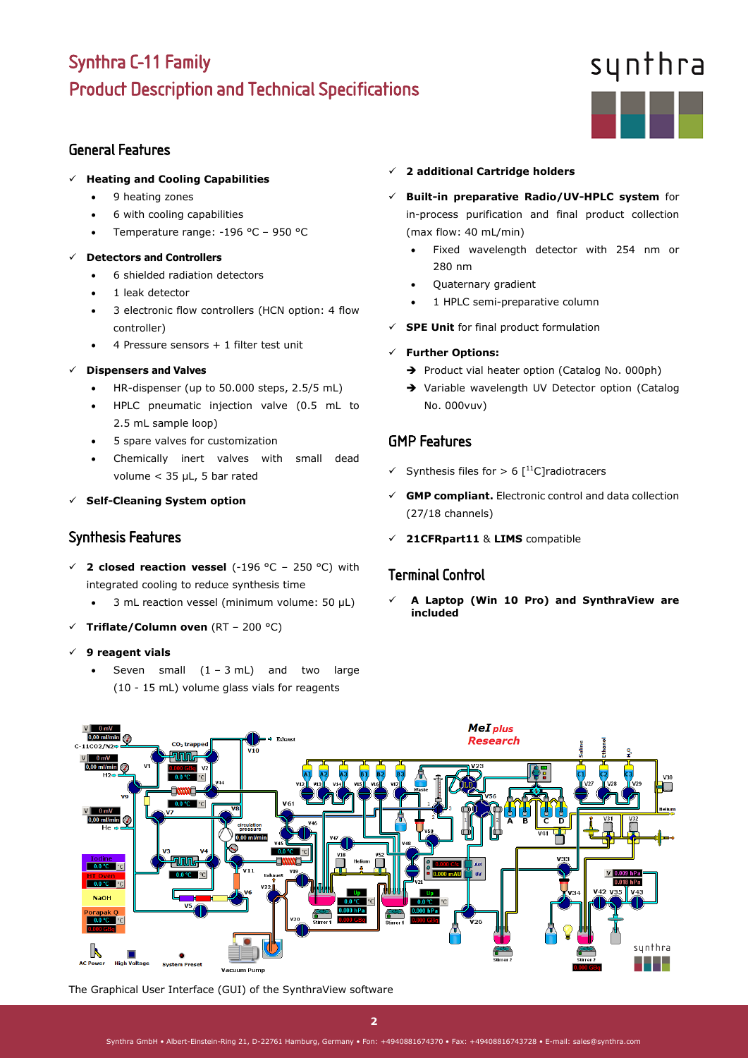# Synthra C-11 Family
## Product Description and Technical Specifications

### General Features

- ✓ **Heating and Cooling Capabilities**
  - 9 heating zones
  - 6 with cooling capabilities
  - Temperature range: -196 °C – 950 °C
- ✓ **Detectors and Controllers**
  - 6 shielded radiation detectors
  - 1 leak detector
  - 3 electronic flow controllers (HCN option: 4 flow controller)
  - 4 Pressure sensors + 1 filter test unit
- ✓ **Dispensers and Valves**
  - HR-dispenser (up to 50.000 steps, 2.5/5 mL)
  - HPLC pneumatic injection valve (0.5 mL to 2.5 mL sample loop)
  - 5 spare valves for customization
  - Chemically inert valves with small dead volume < 35 µL, 5 bar rated
- ✓ **Self-Cleaning System option**

### Synthesis Features

- ✓ **2 closed reaction vessel** (-196 °C – 250 °C) with integrated cooling to reduce synthesis time
  - 3 mL reaction vessel (minimum volume: 50 µL)
- ✓ **Triflate/Column oven** (RT – 200 °C)
- ✓ **9 reagent vials**
  - Seven small (1 – 3 mL) and two large (10 - 15 mL) volume glass vials for reagents
- ✓ **2 additional Cartridge holders**
- ✓ **Built-in preparative Radio/UV-HPLC system** for in-process purification and final product collection (max flow: 40 mL/min)
  - Fixed wavelength detector with 254 nm or 280 nm
  - Quaternary gradient
  - 1 HPLC semi-preparative column
- ✓ **SPE Unit** for final product formulation
- ✓ **Further Options:**
  - ➔ Product vial heater option (Catalog No. 000ph)
  - ➔ Variable wavelength UV Detector option (Catalog No. 000vuv)

### GMP Features

- ✓ Synthesis files for > 6 [$^{11}$C]radiotracers
- ✓ **GMP compliant.** Electronic control and data collection (27/18 channels)
- ✓ **21CFRpart11** & **LIMS** compatible

### Terminal Control

- ✓ **A Laptop (Win 10 Pro) and SynthraView are included**

The Graphical User Interface (GUI) of the SynthraView software

Synthra GmbH • Albert-Einstein-Ring 21, D-22761 Hamburg, Germany • Fon: +4940881674370 • Fax: +49408816743728 • E-mail: sales@synthra.com